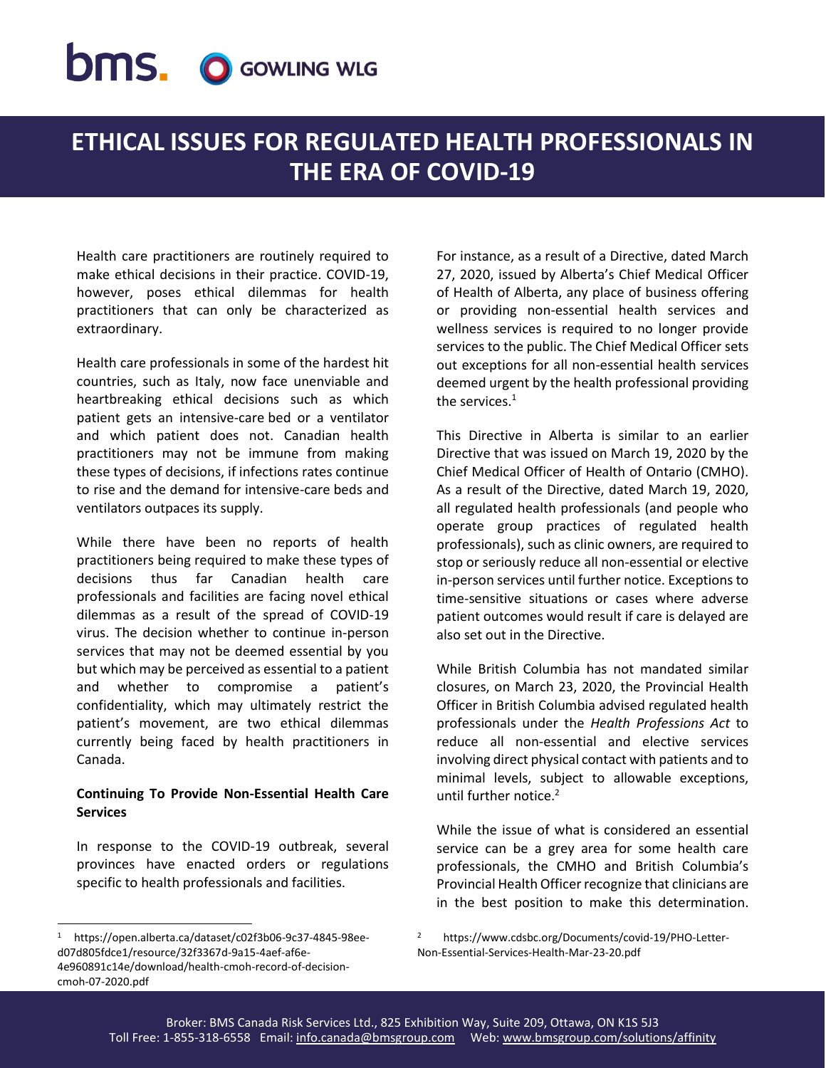# ETHICAL ISSUES FOR REGULATED HEALTH PROFESSIONALS IN THE ERA OF COVID-19

Health care practitioners are routinely required to make ethical decisions in their practice. COVID-19, however, poses ethical dilemmas for health practitioners that can only be characterized as extraordinary.

Health care professionals in some of the hardest hit countries, such as Italy, now face unenviable and heartbreaking ethical decisions such as which patient gets an intensive-care bed or a ventilator and which patient does not. Canadian health practitioners may not be immune from making these types of decisions, if infections rates continue to rise and the demand for intensive-care beds and ventilators outpaces its supply.

While there have been no reports of health practitioners being required to make these types of decisions thus far Canadian health care professionals and facilities are facing novel ethical dilemmas as a result of the spread of COVID-19 virus. The decision whether to continue in-person services that may not be deemed essential by you but which may be perceived as essential to a patient and whether to compromise a patient's confidentiality, which may ultimately restrict the patient's movement, are two ethical dilemmas currently being faced by health practitioners in Canada.

## Continuing To Provide Non-Essential Health Care Services

In response to the COVID-19 outbreak, several provinces have enacted orders or regulations specific to health professionals and facilities.

For instance, as a result of a Directive, dated March 27, 2020, issued by Alberta's Chief Medical Officer of Health of Alberta, any place of business offering or providing non-essential health services and wellness services is required to no longer provide services to the public. The Chief Medical Officer sets out exceptions for all non-essential health services deemed urgent by the health professional providing the services.[1]

This Directive in Alberta is similar to an earlier Directive that was issued on March 19, 2020 by the Chief Medical Officer of Health of Ontario (CMHO). As a result of the Directive, dated March 19, 2020, all regulated health professionals (and people who operate group practices of regulated health professionals), such as clinic owners, are required to stop or seriously reduce all non-essential or elective in-person services until further notice. Exceptions to time-sensitive situations or cases where adverse patient outcomes would result if care is delayed are also set out in the Directive.

While British Columbia has not mandated similar closures, on March 23, 2020, the Provincial Health Officer in British Columbia advised regulated health professionals under the *Health Professions Act* to reduce all non-essential and elective services involving direct physical contact with patients and to minimal levels, subject to allowable exceptions, until further notice.[2]

While the issue of what is considered an essential service can be a grey area for some health care professionals, the CMHO and British Columbia's Provincial Health Officer recognize that clinicians are in the best position to make this determination.

---

[1] https://open.alberta.ca/dataset/c02f3b06-9c37-4845-98ee-d07d805fdce1/resource/32f3367d-9a15-4aef-af6e-4e960891c14e/download/health-cmoh-record-of-decision-cmoh-07-2020.pdf

[2] https://www.cdsbc.org/Documents/covid-19/PHO-Letter-Non-Essential-Services-Health-Mar-23-20.pdf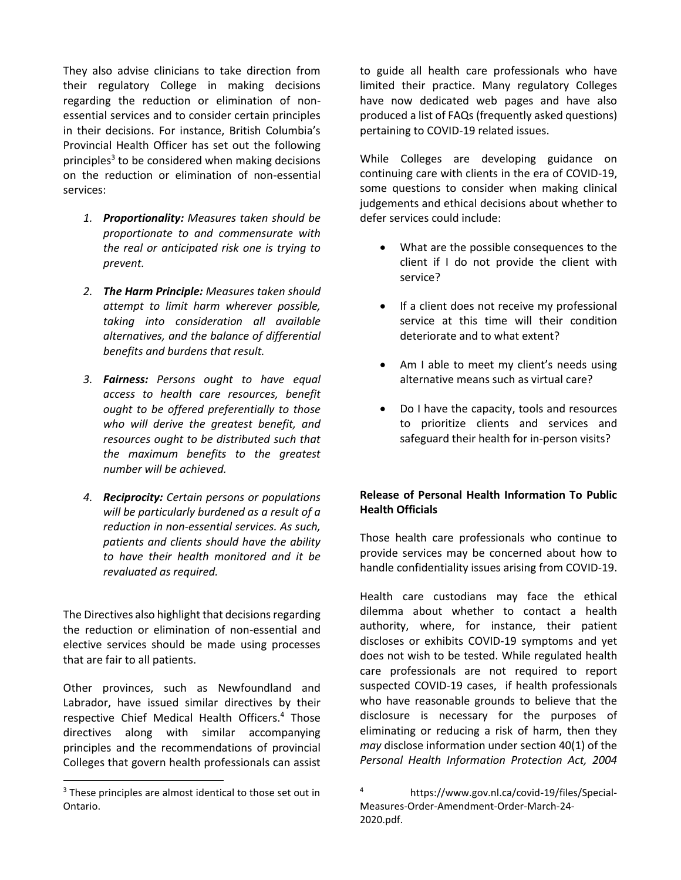They also advise clinicians to take direction from their regulatory College in making decisions regarding the reduction or elimination of non-essential services and to consider certain principles in their decisions. For instance, British Columbia's Provincial Health Officer has set out the following principles[3] to be considered when making decisions on the reduction or elimination of non-essential services:

1. ***Proportionality:*** *Measures taken should be proportionate to and commensurate with the real or anticipated risk one is trying to prevent.*

2. ***The Harm Principle:*** *Measures taken should attempt to limit harm wherever possible, taking into consideration all available alternatives, and the balance of differential benefits and burdens that result.*

3. ***Fairness:*** *Persons ought to have equal access to health care resources, benefit ought to be offered preferentially to those who will derive the greatest benefit, and resources ought to be distributed such that the maximum benefits to the greatest number will be achieved.*

4. ***Reciprocity:*** *Certain persons or populations will be particularly burdened as a result of a reduction in non-essential services. As such, patients and clients should have the ability to have their health monitored and it be revaluated as required.*

The Directives also highlight that decisions regarding the reduction or elimination of non-essential and elective services should be made using processes that are fair to all patients.

Other provinces, such as Newfoundland and Labrador, have issued similar directives by their respective Chief Medical Health Officers.[4] Those directives along with similar accompanying principles and the recommendations of provincial Colleges that govern health professionals can assist to guide all health care professionals who have limited their practice. Many regulatory Colleges have now dedicated web pages and have also produced a list of FAQs (frequently asked questions) pertaining to COVID-19 related issues.

While Colleges are developing guidance on continuing care with clients in the era of COVID-19, some questions to consider when making clinical judgements and ethical decisions about whether to defer services could include:

- What are the possible consequences to the client if I do not provide the client with service?
- If a client does not receive my professional service at this time will their condition deteriorate and to what extent?
- Am I able to meet my client's needs using alternative means such as virtual care?
- Do I have the capacity, tools and resources to prioritize clients and services and safeguard their health for in-person visits?

## Release of Personal Health Information To Public Health Officials

Those health care professionals who continue to provide services may be concerned about how to handle confidentiality issues arising from COVID-19.

Health care custodians may face the ethical dilemma about whether to contact a health authority, where, for instance, their patient discloses or exhibits COVID-19 symptoms and yet does not wish to be tested. While regulated health care professionals are not required to report suspected COVID-19 cases, if health professionals who have reasonable grounds to believe that the disclosure is necessary for the purposes of eliminating or reducing a risk of harm, then they *may* disclose information under section 40(1) of the *Personal Health Information Protection Act, 2004*

---

[3] These principles are almost identical to those set out in Ontario.

[4] https://www.gov.nl.ca/covid-19/files/Special-Measures-Order-Amendment-Order-March-24-2020.pdf.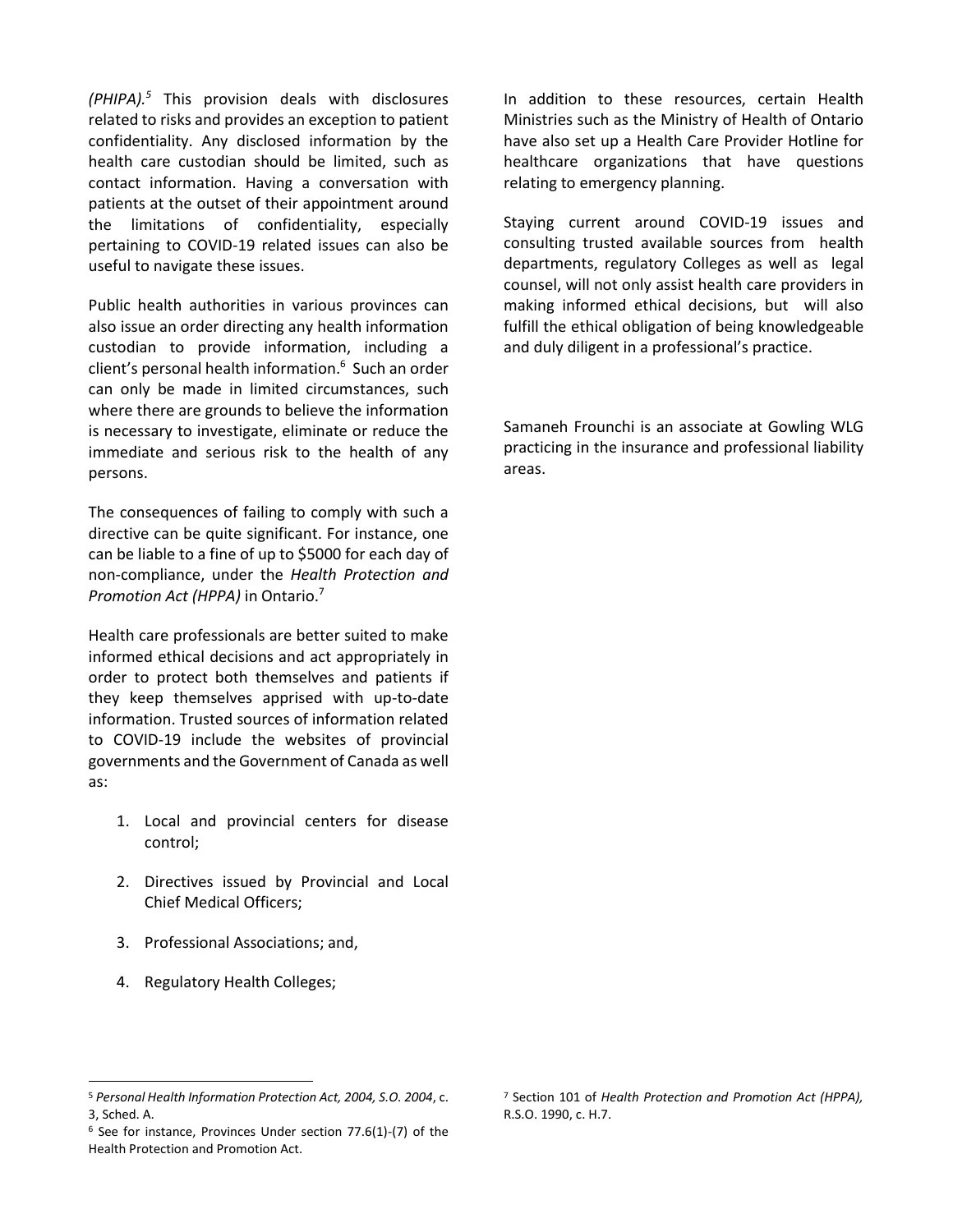*(PHIPA).*[5] This provision deals with disclosures related to risks and provides an exception to patient confidentiality. Any disclosed information by the health care custodian should be limited, such as contact information. Having a conversation with patients at the outset of their appointment around the limitations of confidentiality, especially pertaining to COVID-19 related issues can also be useful to navigate these issues.

Public health authorities in various provinces can also issue an order directing any health information custodian to provide information, including a client's personal health information.[6] Such an order can only be made in limited circumstances, such where there are grounds to believe the information is necessary to investigate, eliminate or reduce the immediate and serious risk to the health of any persons.

The consequences of failing to comply with such a directive can be quite significant. For instance, one can be liable to a fine of up to $5000 for each day of non-compliance, under the *Health Protection and Promotion Act (HPPA)* in Ontario.[7]

Health care professionals are better suited to make informed ethical decisions and act appropriately in order to protect both themselves and patients if they keep themselves apprised with up-to-date information. Trusted sources of information related to COVID-19 include the websites of provincial governments and the Government of Canada as well as:

1. Local and provincial centers for disease control;
2. Directives issued by Provincial and Local Chief Medical Officers;
3. Professional Associations; and,
4. Regulatory Health Colleges;

In addition to these resources, certain Health Ministries such as the Ministry of Health of Ontario have also set up a Health Care Provider Hotline for healthcare organizations that have questions relating to emergency planning.

Staying current around COVID-19 issues and consulting trusted available sources from health departments, regulatory Colleges as well as legal counsel, will not only assist health care providers in making informed ethical decisions, but will also fulfill the ethical obligation of being knowledgeable and duly diligent in a professional's practice.

Samaneh Frounchi is an associate at Gowling WLG practicing in the insurance and professional liability areas.

---

[5] *Personal Health Information Protection Act, 2004, S.O. 2004*, c. 3, Sched. A.

[6] See for instance, Provinces Under section 77.6(1)-(7) of the Health Protection and Promotion Act.

[7] Section 101 of *Health Protection and Promotion Act (HPPA),* R.S.O. 1990, c. H.7.